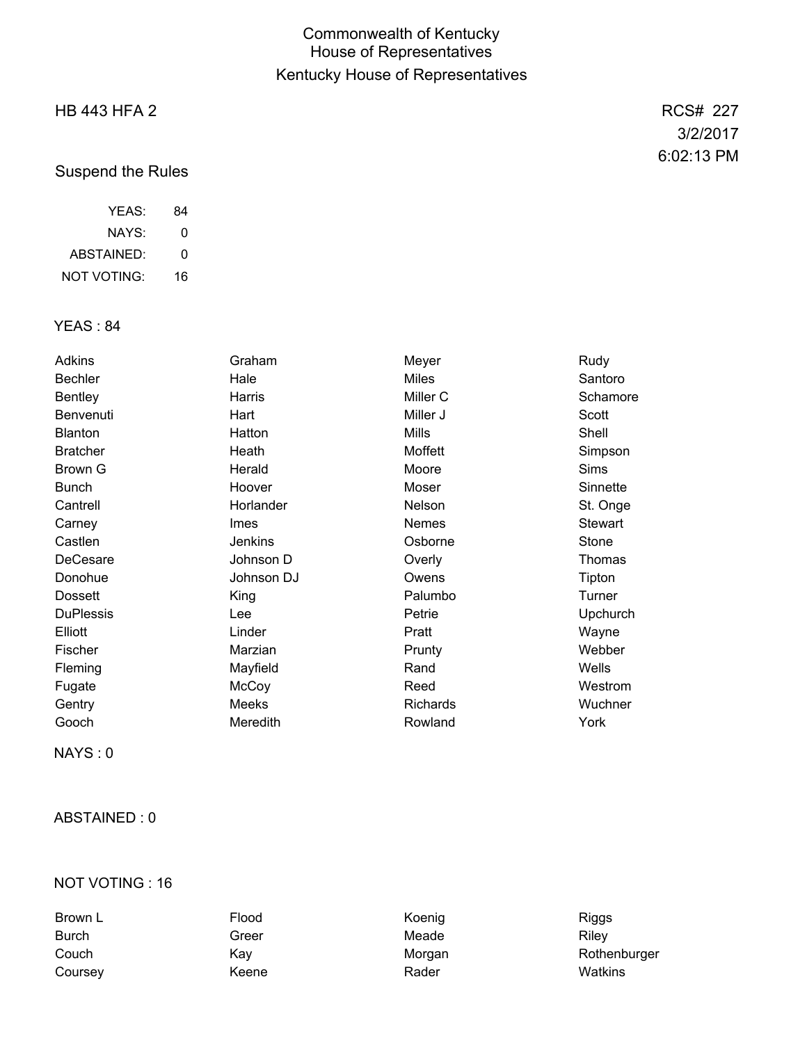# Commonwealth of Kentucky
## House of Representatives
## Kentucky House of Representatives

HB 443 HFA 2

RCS# 227
3/2/2017
6:02:13 PM

### Suspend the Rules

| | |
|---|---|
| YEAS: | 84 |
| NAYS: | 0 |
| ABSTAINED: | 0 |
| NOT VOTING: | 16 |

### YEAS : 84

| | | | |
|---|---|---|---|
| Adkins | Graham | Meyer | Rudy |
| Bechler | Hale | Miles | Santoro |
| Bentley | Harris | Miller C | Schamore |
| Benvenuti | Hart | Miller J | Scott |
| Blanton | Hatton | Mills | Shell |
| Bratcher | Heath | Moffett | Simpson |
| Brown G | Herald | Moore | Sims |
| Bunch | Hoover | Moser | Sinnette |
| Cantrell | Horlander | Nelson | St. Onge |
| Carney | Imes | Nemes | Stewart |
| Castlen | Jenkins | Osborne | Stone |
| DeCesare | Johnson D | Overly | Thomas |
| Donohue | Johnson DJ | Owens | Tipton |
| Dossett | King | Palumbo | Turner |
| DuPlessis | Lee | Petrie | Upchurch |
| Elliott | Linder | Pratt | Wayne |
| Fischer | Marzian | Prunty | Webber |
| Fleming | Mayfield | Rand | Wells |
| Fugate | McCoy | Reed | Westrom |
| Gentry | Meeks | Richards | Wuchner |
| Gooch | Meredith | Rowland | York |

### NAYS : 0

### ABSTAINED : 0

### NOT VOTING : 16

| | | | |
|---|---|---|---|
| Brown L | Flood | Koenig | Riggs |
| Burch | Greer | Meade | Riley |
| Couch | Kay | Morgan | Rothenburger |
| Coursey | Keene | Rader | Watkins |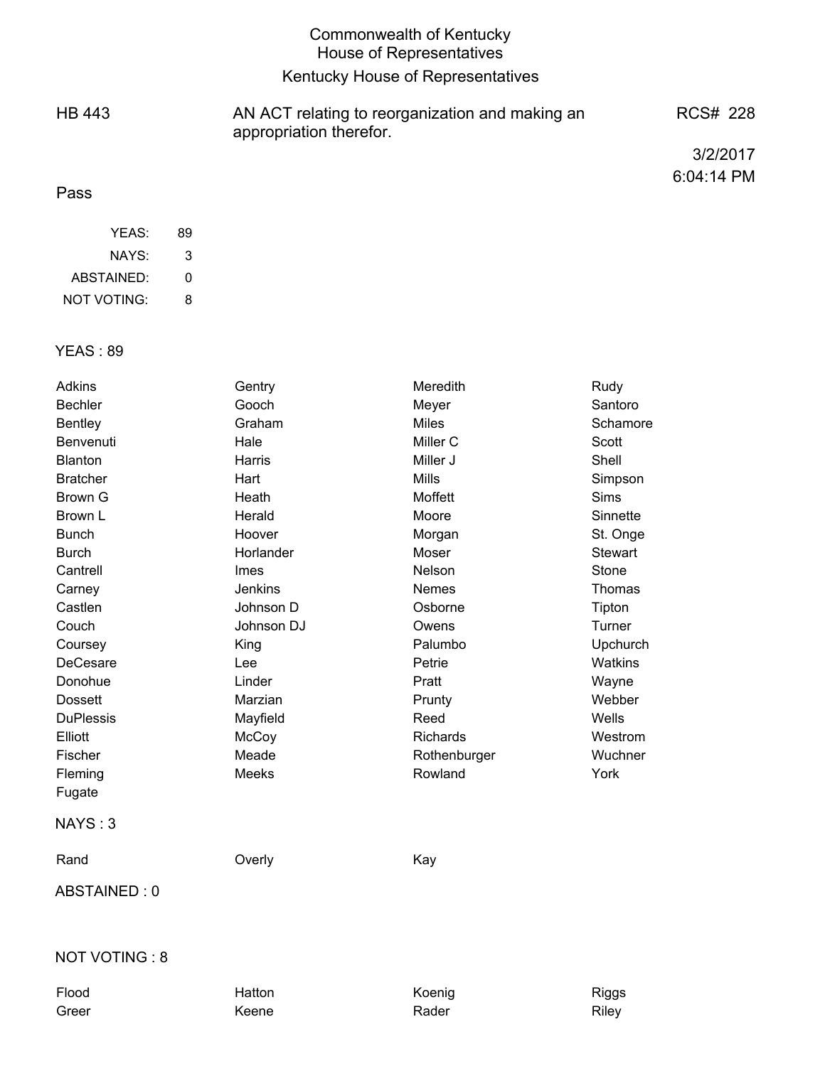# Commonwealth of Kentucky
## House of Representatives
## Kentucky House of Representatives

HB 443 — AN ACT relating to reorganization and making an appropriation therefor. — RCS# 228

3/2/2017
6:04:14 PM

Pass

| | |
|---|---|
| YEAS: | 89 |
| NAYS: | 3 |
| ABSTAINED: | 0 |
| NOT VOTING: | 8 |

### YEAS : 89

| | | | |
|---|---|---|---|
| Adkins | Gentry | Meredith | Rudy |
| Bechler | Gooch | Meyer | Santoro |
| Bentley | Graham | Miles | Schamore |
| Benvenuti | Hale | Miller C | Scott |
| Blanton | Harris | Miller J | Shell |
| Bratcher | Hart | Mills | Simpson |
| Brown G | Heath | Moffett | Sims |
| Brown L | Herald | Moore | Sinnette |
| Bunch | Hoover | Morgan | St. Onge |
| Burch | Horlander | Moser | Stewart |
| Cantrell | Imes | Nelson | Stone |
| Carney | Jenkins | Nemes | Thomas |
| Castlen | Johnson D | Osborne | Tipton |
| Couch | Johnson DJ | Owens | Turner |
| Coursey | King | Palumbo | Upchurch |
| DeCesare | Lee | Petrie | Watkins |
| Donohue | Linder | Pratt | Wayne |
| Dossett | Marzian | Prunty | Webber |
| DuPlessis | Mayfield | Reed | Wells |
| Elliott | McCoy | Richards | Westrom |
| Fischer | Meade | Rothenburger | Wuchner |
| Fleming | Meeks | Rowland | York |
| Fugate | | | |

### NAYS : 3

| | | |
|---|---|---|
| Rand | Overly | Kay |

### ABSTAINED : 0

### NOT VOTING : 8

| | | | |
|---|---|---|---|
| Flood | Hatton | Koenig | Riggs |
| Greer | Keene | Rader | Riley |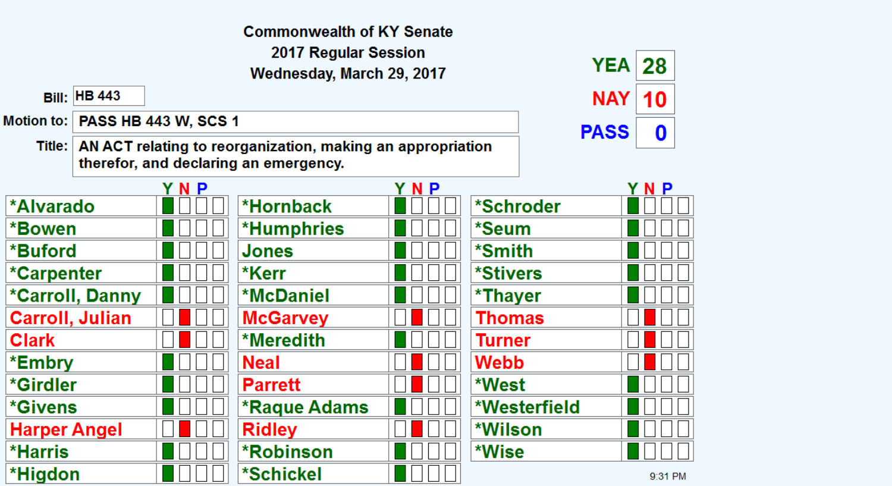**Commonwealth of KY Senate**
**2017 Regular Session**
**Wednesday, March 29, 2017**

**Bill:** HB 443

**Motion to:** PASS HB 443 W, SCS 1

**Title:** AN ACT relating to reorganization, making an appropriation therefor, and declaring an emergency.

| | |
|---|---|
| YEA | 28 |
| NAY | 10 |
| PASS | 0 |

| Senator | Y | N | P | |
|---|---|---|---|---|
| *Alvarado | ■ | | | |
| *Bowen | ■ | | | |
| *Buford | ■ | | | |
| *Carpenter | ■ | | | |
| *Carroll, Danny | ■ | | | |
| Carroll, Julian | | ■ | | |
| Clark | | ■ | | |
| *Embry | ■ | | | |
| *Girdler | ■ | | | |
| *Givens | ■ | | | |
| Harper Angel | | ■ | | |
| *Harris | ■ | | | |
| *Higdon | ■ | | | |
| *Hornback | ■ | | | |
| *Humphries | ■ | | | |
| Jones | ■ | | | |
| *Kerr | ■ | | | |
| *McDaniel | ■ | | | |
| McGarvey | | ■ | | |
| *Meredith | ■ | | | |
| Neal | | ■ | | |
| Parrett | | ■ | | |
| *Raque Adams | ■ | | | |
| Ridley | | ■ | | |
| *Robinson | ■ | | | |
| *Schickel | ■ | | | |
| *Schroder | ■ | | | |
| *Seum | ■ | | | |
| *Smith | ■ | | | |
| *Stivers | ■ | | | |
| *Thayer | ■ | | | |
| Thomas | | ■ | | |
| Turner | | ■ | | |
| Webb | | ■ | | |
| *West | ■ | | | |
| *Westerfield | ■ | | | |
| *Wilson | ■ | | | |
| *Wise | ■ | | | |

9:31 PM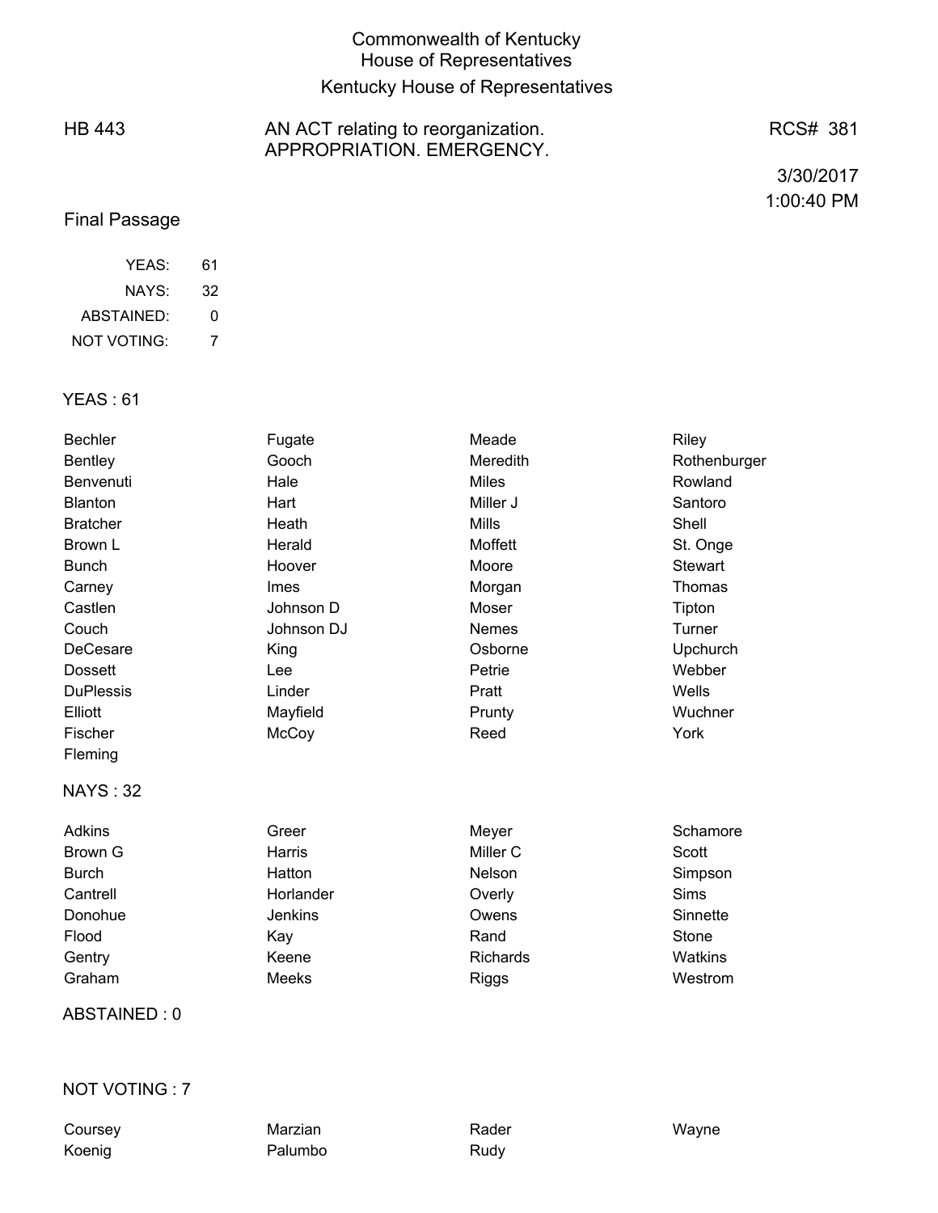# Commonwealth of Kentucky
## House of Representatives
## Kentucky House of Representatives

HB 443 — AN ACT relating to reorganization. APPROPRIATION. EMERGENCY. — RCS# 381

3/30/2017
1:00:40 PM

### Final Passage

| | |
|---|---|
| YEAS: | 61 |
| NAYS: | 32 |
| ABSTAINED: | 0 |
| NOT VOTING: | 7 |

### YEAS : 61

| | | | |
|---|---|---|---|
| Bechler | Fugate | Meade | Riley |
| Bentley | Gooch | Meredith | Rothenburger |
| Benvenuti | Hale | Miles | Rowland |
| Blanton | Hart | Miller J | Santoro |
| Bratcher | Heath | Mills | Shell |
| Brown L | Herald | Moffett | St. Onge |
| Bunch | Hoover | Moore | Stewart |
| Carney | Imes | Morgan | Thomas |
| Castlen | Johnson D | Moser | Tipton |
| Couch | Johnson DJ | Nemes | Turner |
| DeCesare | King | Osborne | Upchurch |
| Dossett | Lee | Petrie | Webber |
| DuPlessis | Linder | Pratt | Wells |
| Elliott | Mayfield | Prunty | Wuchner |
| Fischer | McCoy | Reed | York |
| Fleming | | | |

### NAYS : 32

| | | | |
|---|---|---|---|
| Adkins | Greer | Meyer | Schamore |
| Brown G | Harris | Miller C | Scott |
| Burch | Hatton | Nelson | Simpson |
| Cantrell | Horlander | Overly | Sims |
| Donohue | Jenkins | Owens | Sinnette |
| Flood | Kay | Rand | Stone |
| Gentry | Keene | Richards | Watkins |
| Graham | Meeks | Riggs | Westrom |

### ABSTAINED : 0

### NOT VOTING : 7

| | | | |
|---|---|---|---|
| Coursey | Marzian | Rader | Wayne |
| Koenig | Palumbo | Rudy | |